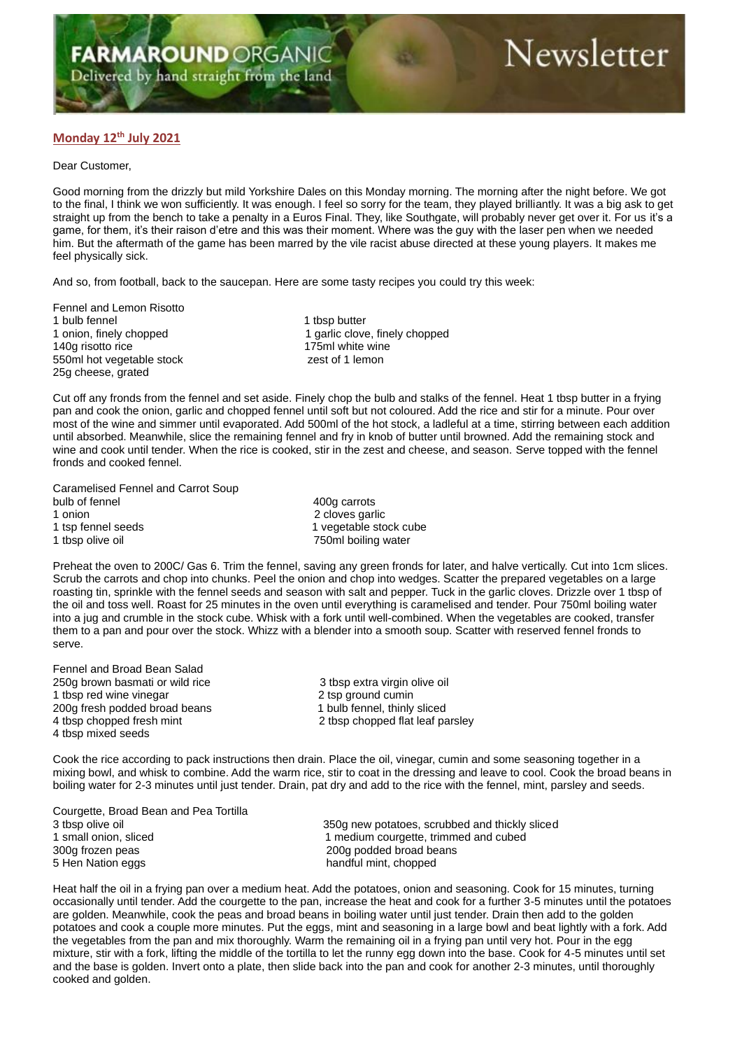# FARMAROUND ORGANIC Newsletter

Delivered by hand straight from the land

**Monday 12th July 2021**

Dear Customer,

Good morning from the drizzly but mild Yorkshire Dales on this Monday morning. The morning after the night before. We got to the final, I think we won sufficiently. It was enough. I feel so sorry for the team, they played brilliantly. It was a big ask to get straight up from the bench to take a penalty in a Euros Final. They, like Southgate, will probably never get over it. For us it's a game, for them, it's their raison d'etre and this was their moment. Where was the guy with the laser pen when we needed him. But the aftermath of the game has been marred by the vile racist abuse directed at these young players. It makes me feel physically sick.

And so, from football, back to the saucepan. Here are some tasty recipes you could try this week:

Fennel and Lemon Risotto

- 1 bulb fennel
- 1 tbsp butter
- 1 onion, finely chopped
- 1 garlic clove, finely chopped
- 140g risotto rice
- 175ml white wine
- 550ml hot vegetable stock
- zest of 1 lemon
- 25g cheese, grated

Cut off any fronds from the fennel and set aside. Finely chop the bulb and stalks of the fennel. Heat 1 tbsp butter in a frying pan and cook the onion, garlic and chopped fennel until soft but not coloured. Add the rice and stir for a minute. Pour over most of the wine and simmer until evaporated. Add 500ml of the hot stock, a ladleful at a time, stirring between each addition until absorbed. Meanwhile, slice the remaining fennel and fry in knob of butter until browned. Add the remaining stock and wine and cook until tender. When the rice is cooked, stir in the zest and cheese, and season. Serve topped with the fennel fronds and cooked fennel.

Caramelised Fennel and Carrot Soup

- bulb of fennel
- 400g carrots
- 1 onion
- 2 cloves garlic
- 1 tsp fennel seeds
- 1 vegetable stock cube
- 1 tbsp olive oil
- 750ml boiling water

Preheat the oven to 200C/ Gas 6. Trim the fennel, saving any green fronds for later, and halve vertically. Cut into 1cm slices. Scrub the carrots and chop into chunks. Peel the onion and chop into wedges. Scatter the prepared vegetables on a large roasting tin, sprinkle with the fennel seeds and season with salt and pepper. Tuck in the garlic cloves. Drizzle over 1 tbsp of the oil and toss well. Roast for 25 minutes in the oven until everything is caramelised and tender. Pour 750ml boiling water into a jug and crumble in the stock cube. Whisk with a fork until well-combined. When the vegetables are cooked, transfer them to a pan and pour over the stock. Whizz with a blender into a smooth soup. Scatter with reserved fennel fronds to serve.

Fennel and Broad Bean Salad

- 250g brown basmati or wild rice
- 3 tbsp extra virgin olive oil
- 1 tbsp red wine vinegar
- 2 tsp ground cumin
- 200g fresh podded broad beans
- 1 bulb fennel, thinly sliced
- 4 tbsp chopped fresh mint
- 2 tbsp chopped flat leaf parsley
- 4 tbsp mixed seeds

Cook the rice according to pack instructions then drain. Place the oil, vinegar, cumin and some seasoning together in a mixing bowl, and whisk to combine. Add the warm rice, stir to coat in the dressing and leave to cool. Cook the broad beans in boiling water for 2-3 minutes until just tender. Drain, pat dry and add to the rice with the fennel, mint, parsley and seeds.

Courgette, Broad Bean and Pea Tortilla

- 3 tbsp olive oil
- 350g new potatoes, scrubbed and thickly sliced
- 1 small onion, sliced
- 1 medium courgette, trimmed and cubed
- 300g frozen peas
- 200g podded broad beans
- 5 Hen Nation eggs
- handful mint, chopped

Heat half the oil in a frying pan over a medium heat. Add the potatoes, onion and seasoning. Cook for 15 minutes, turning occasionally until tender. Add the courgette to the pan, increase the heat and cook for a further 3-5 minutes until the potatoes are golden. Meanwhile, cook the peas and broad beans in boiling water until just tender. Drain then add to the golden potatoes and cook a couple more minutes. Put the eggs, mint and seasoning in a large bowl and beat lightly with a fork. Add the vegetables from the pan and mix thoroughly. Warm the remaining oil in a frying pan until very hot. Pour in the egg mixture, stir with a fork, lifting the middle of the tortilla to let the runny egg down into the base. Cook for 4-5 minutes until set and the base is golden. Invert onto a plate, then slide back into the pan and cook for another 2-3 minutes, until thoroughly cooked and golden.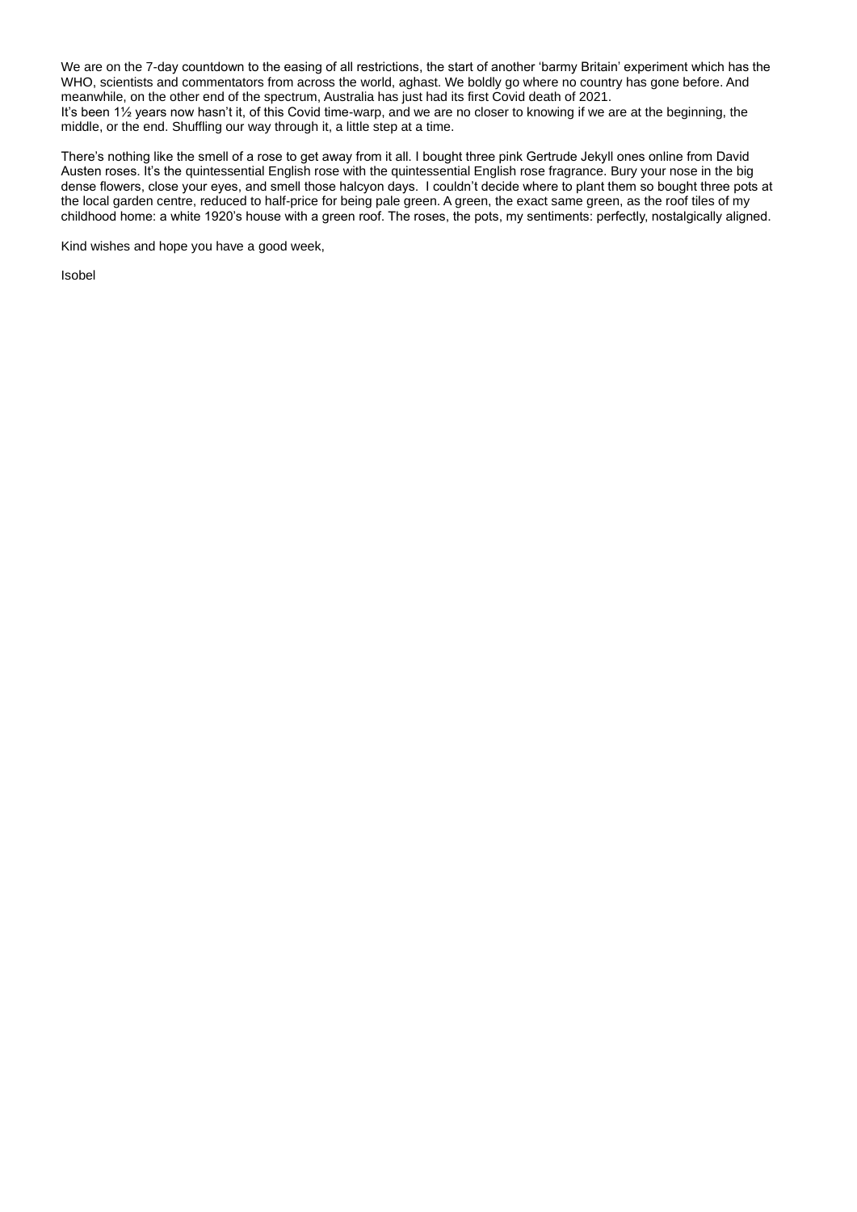We are on the 7-day countdown to the easing of all restrictions, the start of another 'barmy Britain' experiment which has the WHO, scientists and commentators from across the world, aghast. We boldly go where no country has gone before. And meanwhile, on the other end of the spectrum, Australia has just had its first Covid death of 2021.
It's been 1½ years now hasn't it, of this Covid time-warp, and we are no closer to knowing if we are at the beginning, the middle, or the end. Shuffling our way through it, a little step at a time.

There's nothing like the smell of a rose to get away from it all. I bought three pink Gertrude Jekyll ones online from David Austen roses. It's the quintessential English rose with the quintessential English rose fragrance. Bury your nose in the big dense flowers, close your eyes, and smell those halcyon days. I couldn't decide where to plant them so bought three pots at the local garden centre, reduced to half-price for being pale green. A green, the exact same green, as the roof tiles of my childhood home: a white 1920's house with a green roof. The roses, the pots, my sentiments: perfectly, nostalgically aligned.

Kind wishes and hope you have a good week,

Isobel